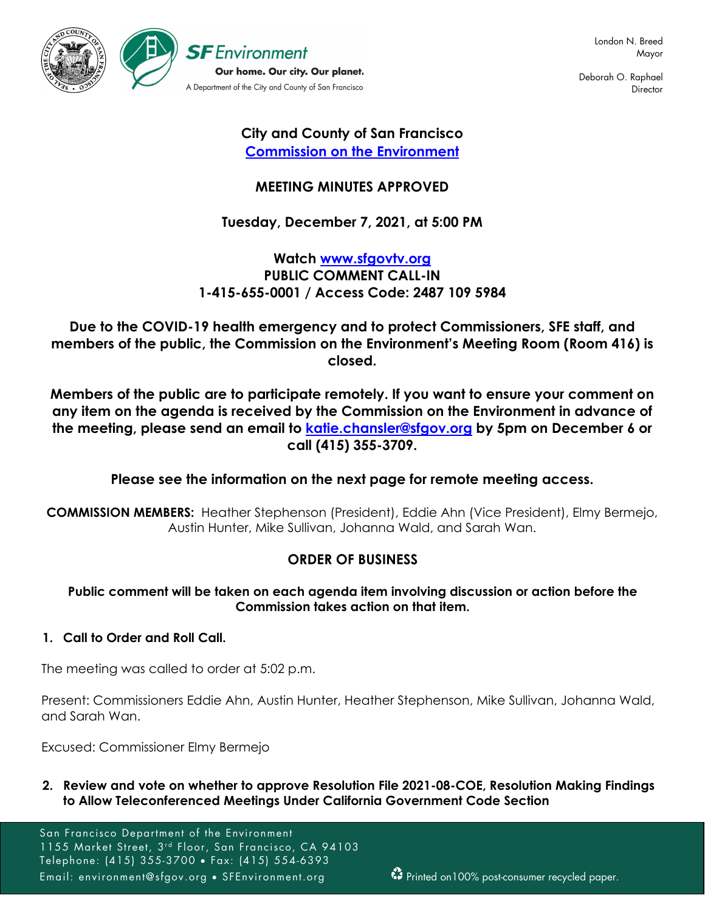SF Environment
Our home. Our city. Our planet.
A Department of the City and County of San Francisco

London N. Breed
Mayor

Deborah O. Raphael
Director

**City and County of San Francisco**
**[Commission on the Environment](#)**

**MEETING MINUTES APPROVED**

**Tuesday, December 7, 2021, at 5:00 PM**

**Watch [www.sfgovtv.org](http://www.sfgovtv.org)**
**PUBLIC COMMENT CALL-IN**
**1-415-655-0001 / Access Code: 2487 109 5984**

**Due to the COVID-19 health emergency and to protect Commissioners, SFE staff, and members of the public, the Commission on the Environment's Meeting Room (Room 416) is closed.**

**Members of the public are to participate remotely. If you want to ensure your comment on any item on the agenda is received by the Commission on the Environment in advance of the meeting, please send an email to [katie.chansler@sfgov.org](mailto:katie.chansler@sfgov.org) by 5pm on December 6 or call (415) 355-3709.**

**Please see the information on the next page for remote meeting access.**

**COMMISSION MEMBERS:** Heather Stephenson (President), Eddie Ahn (Vice President), Elmy Bermejo, Austin Hunter, Mike Sullivan, Johanna Wald, and Sarah Wan.

## ORDER OF BUSINESS

**Public comment will be taken on each agenda item involving discussion or action before the Commission takes action on that item.**

1. **Call to Order and Roll Call.**

The meeting was called to order at 5:02 p.m.

Present: Commissioners Eddie Ahn, Austin Hunter, Heather Stephenson, Mike Sullivan, Johanna Wald, and Sarah Wan.

Excused: Commissioner Elmy Bermejo

2. **Review and vote on whether to approve Resolution File 2021-08-COE, Resolution Making Findings to Allow Teleconferenced Meetings Under California Government Code Section**

San Francisco Department of the Environment
1155 Market Street, 3rd Floor, San Francisco, CA 94103
Telephone: (415) 355-3700 • Fax: (415) 554-6393
Email: environment@sfgov.org • SFEnvironment.org

Printed on100% post-consumer recycled paper.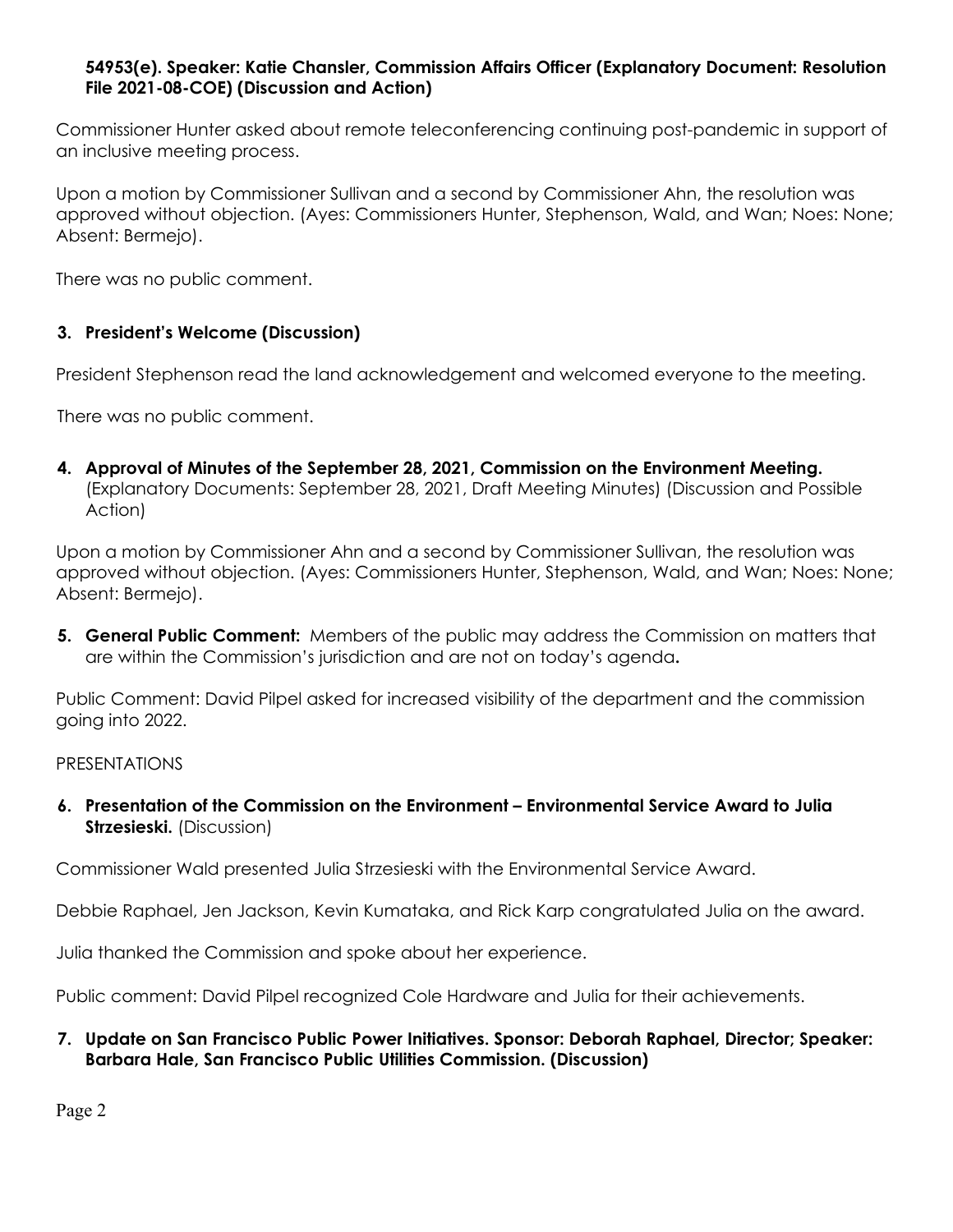**54953(e). Speaker: Katie Chansler, Commission Affairs Officer (Explanatory Document: Resolution File 2021-08-COE) (Discussion and Action)**

Commissioner Hunter asked about remote teleconferencing continuing post-pandemic in support of an inclusive meeting process.

Upon a motion by Commissioner Sullivan and a second by Commissioner Ahn, the resolution was approved without objection. (Ayes: Commissioners Hunter, Stephenson, Wald, and Wan; Noes: None; Absent: Bermejo).

There was no public comment.

3. **President's Welcome (Discussion)**

President Stephenson read the land acknowledgement and welcomed everyone to the meeting.

There was no public comment.

4. **Approval of Minutes of the September 28, 2021, Commission on the Environment Meeting.** (Explanatory Documents: September 28, 2021, Draft Meeting Minutes) (Discussion and Possible Action)

Upon a motion by Commissioner Ahn and a second by Commissioner Sullivan, the resolution was approved without objection. (Ayes: Commissioners Hunter, Stephenson, Wald, and Wan; Noes: None; Absent: Bermejo).

5. **General Public Comment:** Members of the public may address the Commission on matters that are within the Commission's jurisdiction and are not on today's agenda**.**

Public Comment: David Pilpel asked for increased visibility of the department and the commission going into 2022.

PRESENTATIONS

6. **Presentation of the Commission on the Environment – Environmental Service Award to Julia Strzesieski.** (Discussion)

Commissioner Wald presented Julia Strzesieski with the Environmental Service Award.

Debbie Raphael, Jen Jackson, Kevin Kumataka, and Rick Karp congratulated Julia on the award.

Julia thanked the Commission and spoke about her experience.

Public comment: David Pilpel recognized Cole Hardware and Julia for their achievements.

7. **Update on San Francisco Public Power Initiatives. Sponsor: Deborah Raphael, Director; Speaker: Barbara Hale, San Francisco Public Utilities Commission. (Discussion)**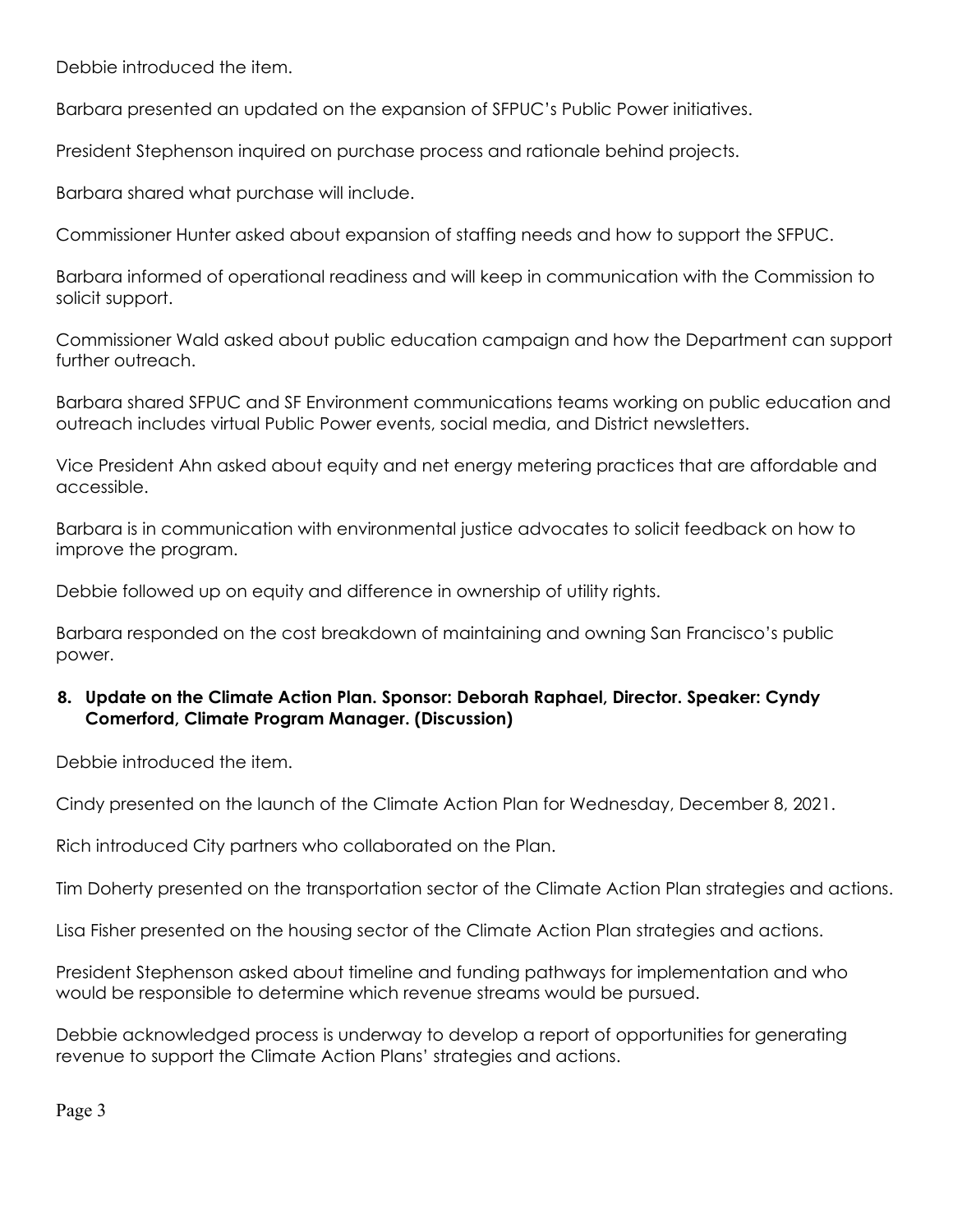Debbie introduced the item.

Barbara presented an updated on the expansion of SFPUC's Public Power initiatives.

President Stephenson inquired on purchase process and rationale behind projects.

Barbara shared what purchase will include.

Commissioner Hunter asked about expansion of staffing needs and how to support the SFPUC.

Barbara informed of operational readiness and will keep in communication with the Commission to solicit support.

Commissioner Wald asked about public education campaign and how the Department can support further outreach.

Barbara shared SFPUC and SF Environment communications teams working on public education and outreach includes virtual Public Power events, social media, and District newsletters.

Vice President Ahn asked about equity and net energy metering practices that are affordable and accessible.

Barbara is in communication with environmental justice advocates to solicit feedback on how to improve the program.

Debbie followed up on equity and difference in ownership of utility rights.

Barbara responded on the cost breakdown of maintaining and owning San Francisco's public power.

**8. Update on the Climate Action Plan. Sponsor: Deborah Raphael, Director. Speaker: Cyndy Comerford, Climate Program Manager. (Discussion)**

Debbie introduced the item.

Cindy presented on the launch of the Climate Action Plan for Wednesday, December 8, 2021.

Rich introduced City partners who collaborated on the Plan.

Tim Doherty presented on the transportation sector of the Climate Action Plan strategies and actions.

Lisa Fisher presented on the housing sector of the Climate Action Plan strategies and actions.

President Stephenson asked about timeline and funding pathways for implementation and who would be responsible to determine which revenue streams would be pursued.

Debbie acknowledged process is underway to develop a report of opportunities for generating revenue to support the Climate Action Plans' strategies and actions.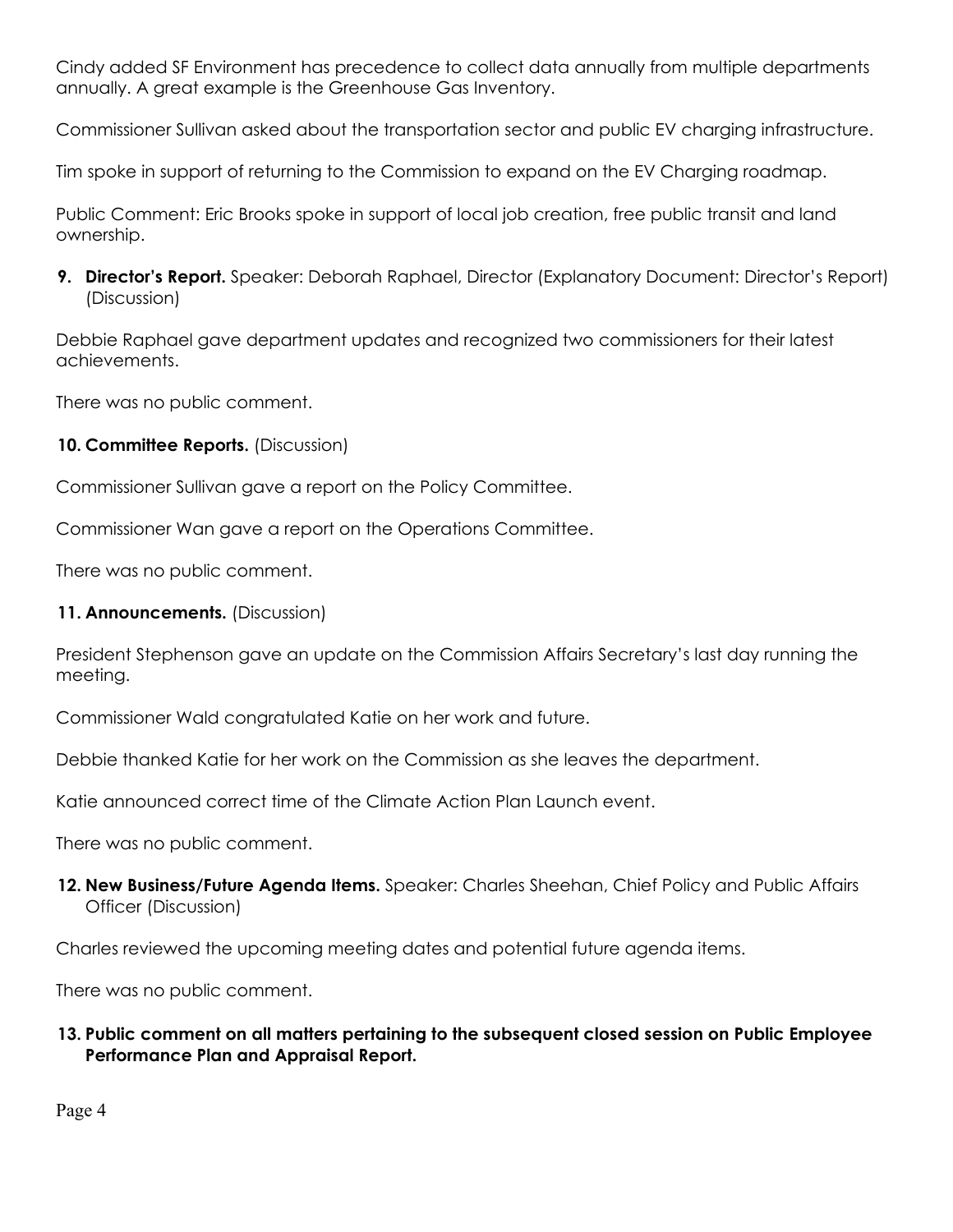Cindy added SF Environment has precedence to collect data annually from multiple departments annually. A great example is the Greenhouse Gas Inventory.

Commissioner Sullivan asked about the transportation sector and public EV charging infrastructure.

Tim spoke in support of returning to the Commission to expand on the EV Charging roadmap.

Public Comment: Eric Brooks spoke in support of local job creation, free public transit and land ownership.

9. **Director's Report.** Speaker: Deborah Raphael, Director (Explanatory Document: Director's Report) (Discussion)

Debbie Raphael gave department updates and recognized two commissioners for their latest achievements.

There was no public comment.

10. **Committee Reports.** (Discussion)

Commissioner Sullivan gave a report on the Policy Committee.

Commissioner Wan gave a report on the Operations Committee.

There was no public comment.

11. **Announcements.** (Discussion)

President Stephenson gave an update on the Commission Affairs Secretary's last day running the meeting.

Commissioner Wald congratulated Katie on her work and future.

Debbie thanked Katie for her work on the Commission as she leaves the department.

Katie announced correct time of the Climate Action Plan Launch event.

There was no public comment.

12. **New Business/Future Agenda Items.** Speaker: Charles Sheehan, Chief Policy and Public Affairs Officer (Discussion)

Charles reviewed the upcoming meeting dates and potential future agenda items.

There was no public comment.

13. **Public comment on all matters pertaining to the subsequent closed session on Public Employee Performance Plan and Appraisal Report.**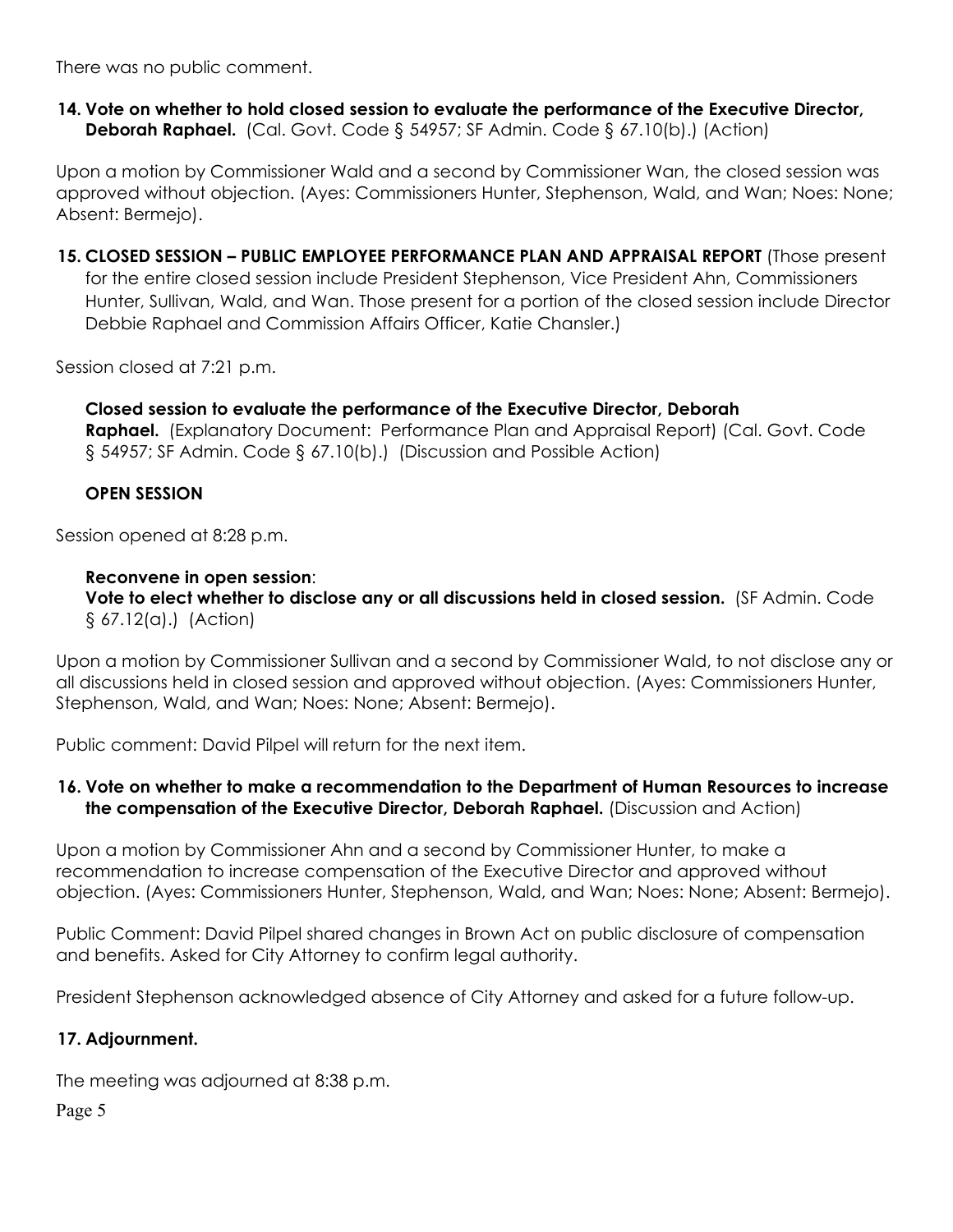There was no public comment.

**14. Vote on whether to hold closed session to evaluate the performance of the Executive Director, Deborah Raphael.** (Cal. Govt. Code § 54957; SF Admin. Code § 67.10(b).) (Action)

Upon a motion by Commissioner Wald and a second by Commissioner Wan, the closed session was approved without objection. (Ayes: Commissioners Hunter, Stephenson, Wald, and Wan; Noes: None; Absent: Bermejo).

**15. CLOSED SESSION – PUBLIC EMPLOYEE PERFORMANCE PLAN AND APPRAISAL REPORT** (Those present for the entire closed session include President Stephenson, Vice President Ahn, Commissioners Hunter, Sullivan, Wald, and Wan. Those present for a portion of the closed session include Director Debbie Raphael and Commission Affairs Officer, Katie Chansler.)

Session closed at 7:21 p.m.

**Closed session to evaluate the performance of the Executive Director, Deborah Raphael.** (Explanatory Document: Performance Plan and Appraisal Report) (Cal. Govt. Code § 54957; SF Admin. Code § 67.10(b).) (Discussion and Possible Action)

**OPEN SESSION**

Session opened at 8:28 p.m.

**Reconvene in open session**:
**Vote to elect whether to disclose any or all discussions held in closed session.** (SF Admin. Code § 67.12(a).) (Action)

Upon a motion by Commissioner Sullivan and a second by Commissioner Wald, to not disclose any or all discussions held in closed session and approved without objection. (Ayes: Commissioners Hunter, Stephenson, Wald, and Wan; Noes: None; Absent: Bermejo).

Public comment: David Pilpel will return for the next item.

**16. Vote on whether to make a recommendation to the Department of Human Resources to increase the compensation of the Executive Director, Deborah Raphael.** (Discussion and Action)

Upon a motion by Commissioner Ahn and a second by Commissioner Hunter, to make a recommendation to increase compensation of the Executive Director and approved without objection. (Ayes: Commissioners Hunter, Stephenson, Wald, and Wan; Noes: None; Absent: Bermejo).

Public Comment: David Pilpel shared changes in Brown Act on public disclosure of compensation and benefits. Asked for City Attorney to confirm legal authority.

President Stephenson acknowledged absence of City Attorney and asked for a future follow-up.

**17. Adjournment.**

The meeting was adjourned at 8:38 p.m.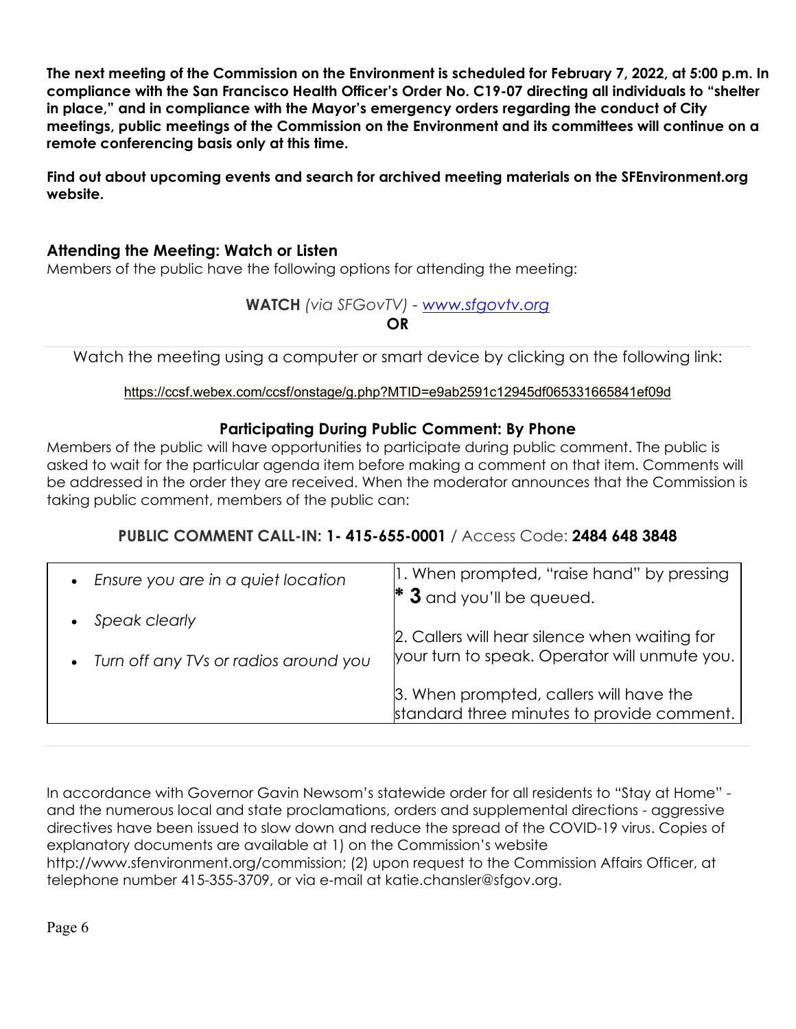**The next meeting of the Commission on the Environment is scheduled for February 7, 2022, at 5:00 p.m. In compliance with the San Francisco Health Officer's Order No. C19-07 directing all individuals to "shelter in place," and in compliance with the Mayor's emergency orders regarding the conduct of City meetings, public meetings of the Commission on the Environment and its committees will continue on a remote conferencing basis only at this time.**

**Find out about upcoming events and search for archived meeting materials on the SFEnvironment.org website.**

### Attending the Meeting: Watch or Listen

Members of the public have the following options for attending the meeting:

**WATCH** *(via SFGovTV)* - *www.sfgovtv.org*

**OR**

Watch the meeting using a computer or smart device by clicking on the following link:

https://ccsf.webex.com/ccsf/onstage/g.php?MTID=e9ab2591c12945df065331665841ef09d

### Participating During Public Comment: By Phone

Members of the public will have opportunities to participate during public comment. The public is asked to wait for the particular agenda item before making a comment on that item. Comments will be addressed in the order they are received. When the moderator announces that the Commission is taking public comment, members of the public can:

**PUBLIC COMMENT CALL-IN: 1- 415-655-0001** / Access Code: **2484 648 3848**

| | |
|---|---|
| • *Ensure you are in a quiet location*<br>• *Speak clearly*<br>• *Turn off any TVs or radios around you* | 1. When prompted, "raise hand" by pressing **\* 3** and you'll be queued.<br>2. Callers will hear silence when waiting for your turn to speak. Operator will unmute you.<br>3. When prompted, callers will have the standard three minutes to provide comment. |

In accordance with Governor Gavin Newsom's statewide order for all residents to "Stay at Home" - and the numerous local and state proclamations, orders and supplemental directions - aggressive directives have been issued to slow down and reduce the spread of the COVID-19 virus. Copies of explanatory documents are available at 1) on the Commission's website http://www.sfenvironment.org/commission; (2) upon request to the Commission Affairs Officer, at telephone number 415-355-3709, or via e-mail at katie.chansler@sfgov.org.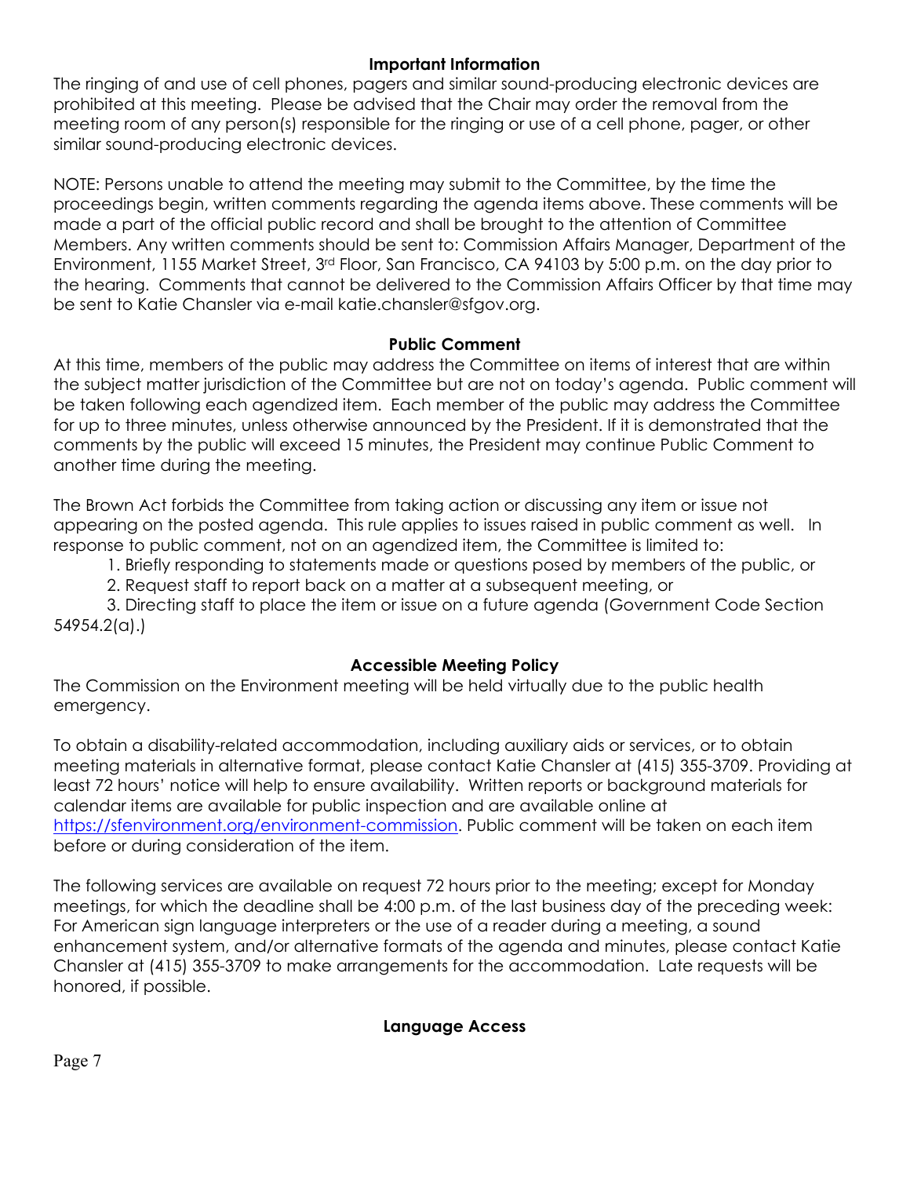## Important Information

The ringing of and use of cell phones, pagers and similar sound-producing electronic devices are prohibited at this meeting. Please be advised that the Chair may order the removal from the meeting room of any person(s) responsible for the ringing or use of a cell phone, pager, or other similar sound-producing electronic devices.

NOTE: Persons unable to attend the meeting may submit to the Committee, by the time the proceedings begin, written comments regarding the agenda items above. These comments will be made a part of the official public record and shall be brought to the attention of Committee Members. Any written comments should be sent to: Commission Affairs Manager, Department of the Environment, 1155 Market Street, 3rd Floor, San Francisco, CA 94103 by 5:00 p.m. on the day prior to the hearing. Comments that cannot be delivered to the Commission Affairs Officer by that time may be sent to Katie Chansler via e-mail katie.chansler@sfgov.org.

## Public Comment

At this time, members of the public may address the Committee on items of interest that are within the subject matter jurisdiction of the Committee but are not on today's agenda. Public comment will be taken following each agendized item. Each member of the public may address the Committee for up to three minutes, unless otherwise announced by the President. If it is demonstrated that the comments by the public will exceed 15 minutes, the President may continue Public Comment to another time during the meeting.

The Brown Act forbids the Committee from taking action or discussing any item or issue not appearing on the posted agenda. This rule applies to issues raised in public comment as well. In response to public comment, not on an agendized item, the Committee is limited to:

1. Briefly responding to statements made or questions posed by members of the public, or
2. Request staff to report back on a matter at a subsequent meeting, or
3. Directing staff to place the item or issue on a future agenda (Government Code Section 54954.2(a).)

## Accessible Meeting Policy

The Commission on the Environment meeting will be held virtually due to the public health emergency.

To obtain a disability-related accommodation, including auxiliary aids or services, or to obtain meeting materials in alternative format, please contact Katie Chansler at (415) 355-3709. Providing at least 72 hours' notice will help to ensure availability. Written reports or background materials for calendar items are available for public inspection and are available online at https://sfenvironment.org/environment-commission. Public comment will be taken on each item before or during consideration of the item.

The following services are available on request 72 hours prior to the meeting; except for Monday meetings, for which the deadline shall be 4:00 p.m. of the last business day of the preceding week: For American sign language interpreters or the use of a reader during a meeting, a sound enhancement system, and/or alternative formats of the agenda and minutes, please contact Katie Chansler at (415) 355-3709 to make arrangements for the accommodation. Late requests will be honored, if possible.

## Language Access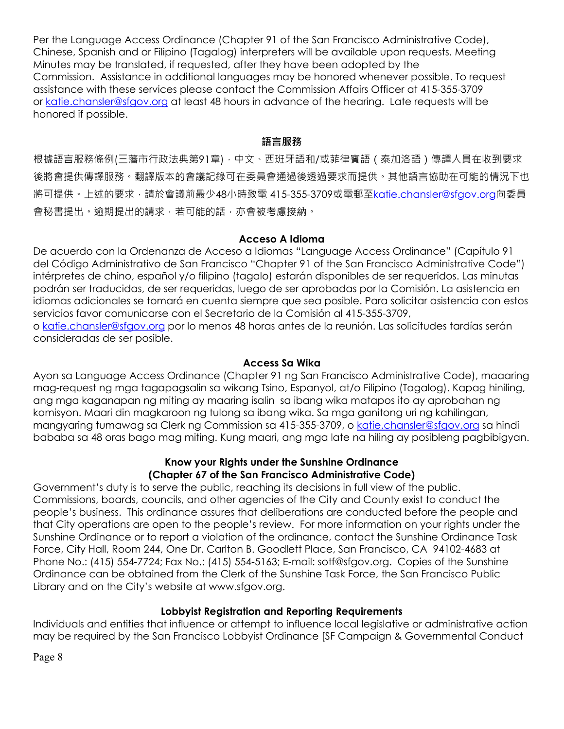Per the Language Access Ordinance (Chapter 91 of the San Francisco Administrative Code), Chinese, Spanish and or Filipino (Tagalog) interpreters will be available upon requests. Meeting Minutes may be translated, if requested, after they have been adopted by the Commission. Assistance in additional languages may be honored whenever possible. To request assistance with these services please contact the Commission Affairs Officer at 415-355-3709 or katie.chansler@sfgov.org at least 48 hours in advance of the hearing. Late requests will be honored if possible.

**語言服務**

根據語言服務條例(三藩市行政法典第91章)，中文、西班牙語和/或菲律賓語（泰加洛語）傳譯人員在收到要求後將會提供傳譯服務。翻譯版本的會議記錄可在委員會通過後透過要求而提供。其他語言協助在可能的情況下也將可提供。上述的要求，請於會議前最少48小時致電 415-355-3709或電郵至katie.chansler@sfgov.org向委員會秘書提出。逾期提出的請求，若可能的話，亦會被考慮接納。

**Acceso A Idioma**

De acuerdo con la Ordenanza de Acceso a Idiomas “Language Access Ordinance” (Capítulo 91 del Código Administrativo de San Francisco “Chapter 91 of the San Francisco Administrative Code”) intérpretes de chino, español y/o filipino (tagalo) estarán disponibles de ser requeridos. Las minutas podrán ser traducidas, de ser requeridas, luego de ser aprobadas por la Comisión. La asistencia en idiomas adicionales se tomará en cuenta siempre que sea posible. Para solicitar asistencia con estos servicios favor comunicarse con el Secretario de la Comisión al 415-355-3709, o katie.chansler@sfgov.org por lo menos 48 horas antes de la reunión. Las solicitudes tardías serán consideradas de ser posible.

**Access Sa Wika**

Ayon sa Language Access Ordinance (Chapter 91 ng San Francisco Administrative Code), maaaring mag-request ng mga tagapagsalin sa wikang Tsino, Espanyol, at/o Filipino (Tagalog). Kapag hiniling, ang mga kaganapan ng miting ay maaring isalin sa ibang wika matapos ito ay aprobahan ng komisyon. Maari din magkaroon ng tulong sa ibang wika. Sa mga ganitong uri ng kahilingan, mangyaring tumawag sa Clerk ng Commission sa 415-355-3709, o katie.chansler@sfgov.org sa hindi bababa sa 48 oras bago mag miting. Kung maari, ang mga late na hiling ay posibleng pagbibigyan.

**Know your Rights under the Sunshine Ordinance**
**(Chapter 67 of the San Francisco Administrative Code)**

Government’s duty is to serve the public, reaching its decisions in full view of the public. Commissions, boards, councils, and other agencies of the City and County exist to conduct the people’s business. This ordinance assures that deliberations are conducted before the people and that City operations are open to the people’s review. For more information on your rights under the Sunshine Ordinance or to report a violation of the ordinance, contact the Sunshine Ordinance Task Force, City Hall, Room 244, One Dr. Carlton B. Goodlett Place, San Francisco, CA 94102-4683 at Phone No.: (415) 554-7724; Fax No.: (415) 554-5163; E-mail: sotf@sfgov.org. Copies of the Sunshine Ordinance can be obtained from the Clerk of the Sunshine Task Force, the San Francisco Public Library and on the City’s website at www.sfgov.org.

**Lobbyist Registration and Reporting Requirements**

Individuals and entities that influence or attempt to influence local legislative or administrative action may be required by the San Francisco Lobbyist Ordinance [SF Campaign & Governmental Conduct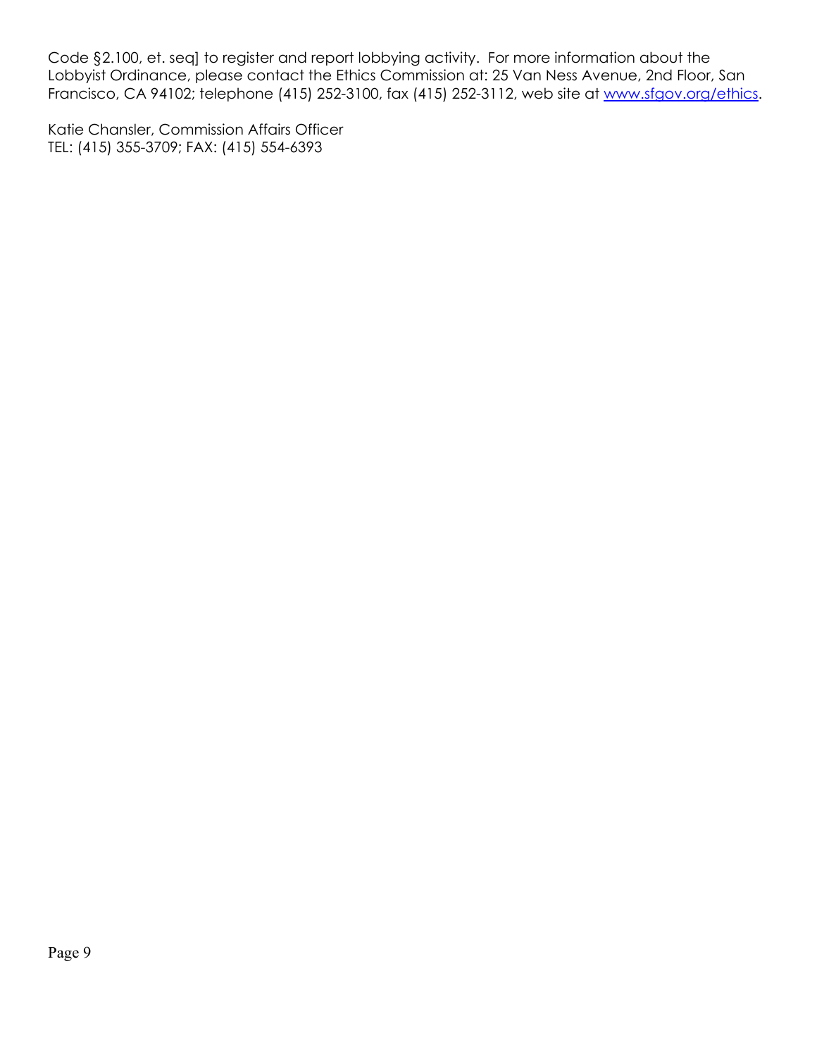Code §2.100, et. seq] to register and report lobbying activity. For more information about the Lobbyist Ordinance, please contact the Ethics Commission at: 25 Van Ness Avenue, 2nd Floor, San Francisco, CA 94102; telephone (415) 252-3100, fax (415) 252-3112, web site at www.sfgov.org/ethics.

Katie Chansler, Commission Affairs Officer
TEL: (415) 355-3709; FAX: (415) 554-6393